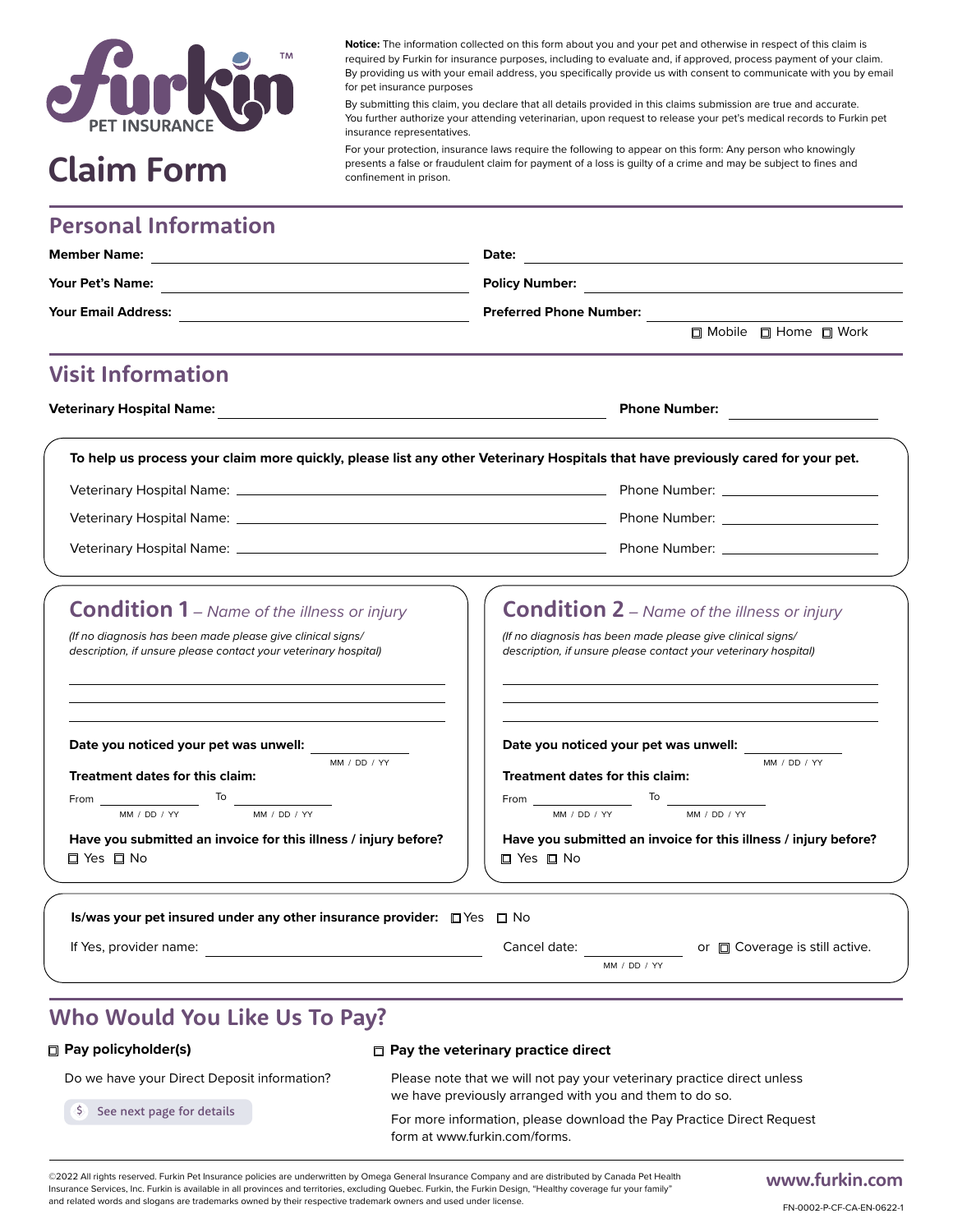Furkin™ PET INSURANCE

# Claim Form

**Notice:** The information collected on this form about you and your pet and otherwise in respect of this claim is required by Furkin for insurance purposes, including to evaluate and, if approved, process payment of your claim. By providing us with your email address, you specifically provide us with consent to communicate with you by email for pet insurance purposes

By submitting this claim, you declare that all details provided in this claims submission are true and accurate. You further authorize your attending veterinarian, upon request to release your pet's medical records to Furkin pet insurance representatives.

For your protection, insurance laws require the following to appear on this form: Any person who knowingly presents a false or fraudulent claim for payment of a loss is guilty of a crime and may be subject to fines and confinement in prison.

## Personal Information

**Member Name:** ______________________

**Date:** ______________________

**Your Pet's Name:** ______________________

**Policy Number:** ______________________

**Your Email Address:** ______________________

**Preferred Phone Number:** ______________________

☐ Mobile ☐ Home ☐ Work

## Visit Information

**Veterinary Hospital Name:** ______________________ **Phone Number:** ______________________

**To help us process your claim more quickly, please list any other Veterinary Hospitals that have previously cared for your pet.**

Veterinary Hospital Name: ______________________ Phone Number: ______________________

Veterinary Hospital Name: ______________________ Phone Number: ______________________

Veterinary Hospital Name: ______________________ Phone Number: ______________________

### Condition 1 – *Name of the illness or injury*

*(If no diagnosis has been made please give clinical signs/ description, if unsure please contact your veterinary hospital)*

______________________

______________________

______________________

**Date you noticed your pet was unwell:** ____________ (MM / DD / YY)

**Treatment dates for this claim:**

From ____________ (MM / DD / YY) To ____________ (MM / DD / YY)

**Have you submitted an invoice for this illness / injury before?**

☐ Yes ☐ No

### Condition 2 – *Name of the illness or injury*

*(If no diagnosis has been made please give clinical signs/ description, if unsure please contact your veterinary hospital)*

______________________

______________________

______________________

**Date you noticed your pet was unwell:** ____________ (MM / DD / YY)

**Treatment dates for this claim:**

From ____________ (MM / DD / YY) To ____________ (MM / DD / YY)

**Have you submitted an invoice for this illness / injury before?**

☐ Yes ☐ No

**Is/was your pet insured under any other insurance provider:** ☐ Yes ☐ No

If Yes, provider name: ______________________ Cancel date: ____________ (MM / DD / YY) or ☐ Coverage is still active.

## Who Would You Like Us To Pay?

☐ **Pay policyholder(s)**

Do we have your Direct Deposit information?

$ See next page for details

☐ **Pay the veterinary practice direct**

Please note that we will not pay your veterinary practice direct unless we have previously arranged with you and them to do so.

For more information, please download the Pay Practice Direct Request form at www.furkin.com/forms.

©2022 All rights reserved. Furkin Pet Insurance policies are underwritten by Omega General Insurance Company and are distributed by Canada Pet Health Insurance Services, Inc. Furkin is available in all provinces and territories, excluding Quebec. Furkin, the Furkin Design, "Healthy coverage fur your family" and related words and slogans are trademarks owned by their respective trademark owners and used under license.

**www.furkin.com**

FN-0002-P-CF-CA-EN-0622-1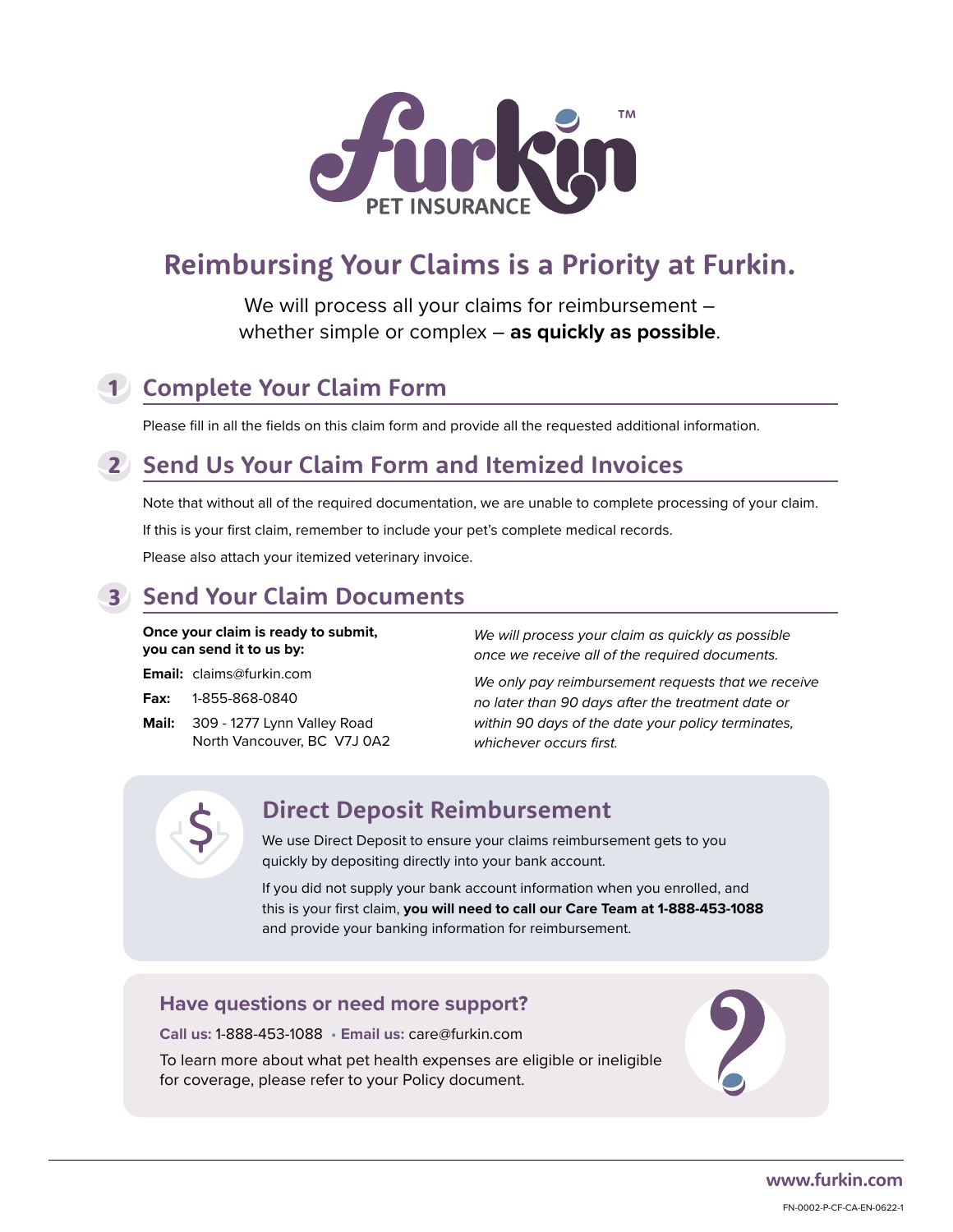Furkin™

PET INSURANCE

# Reimbursing Your Claims is a Priority at Furkin.

We will process all your claims for reimbursement – whether simple or complex – **as quickly as possible**.

## 1 Complete Your Claim Form

Please fill in all the fields on this claim form and provide all the requested additional information.

## 2 Send Us Your Claim Form and Itemized Invoices

Note that without all of the required documentation, we are unable to complete processing of your claim.

If this is your first claim, remember to include your pet's complete medical records.

Please also attach your itemized veterinary invoice.

## 3 Send Your Claim Documents

**Once your claim is ready to submit, you can send it to us by:**

**Email:** claims@furkin.com

**Fax:** 1-855-868-0840

**Mail:** 309 - 1277 Lynn Valley Road
North Vancouver, BC V7J 0A2

*We will process your claim as quickly as possible once we receive all of the required documents.*

*We only pay reimbursement requests that we receive no later than 90 days after the treatment date or within 90 days of the date your policy terminates, whichever occurs first.*

## Direct Deposit Reimbursement

We use Direct Deposit to ensure your claims reimbursement gets to you quickly by depositing directly into your bank account.

If you did not supply your bank account information when you enrolled, and this is your first claim, **you will need to call our Care Team at 1-888-453-1088** and provide your banking information for reimbursement.

### Have questions or need more support?

**Call us:** 1-888-453-1088 • **Email us:** care@furkin.com

To learn more about what pet health expenses are eligible or ineligible for coverage, please refer to your Policy document.

**www.furkin.com**

FN-0002-P-CF-CA-EN-0622-1